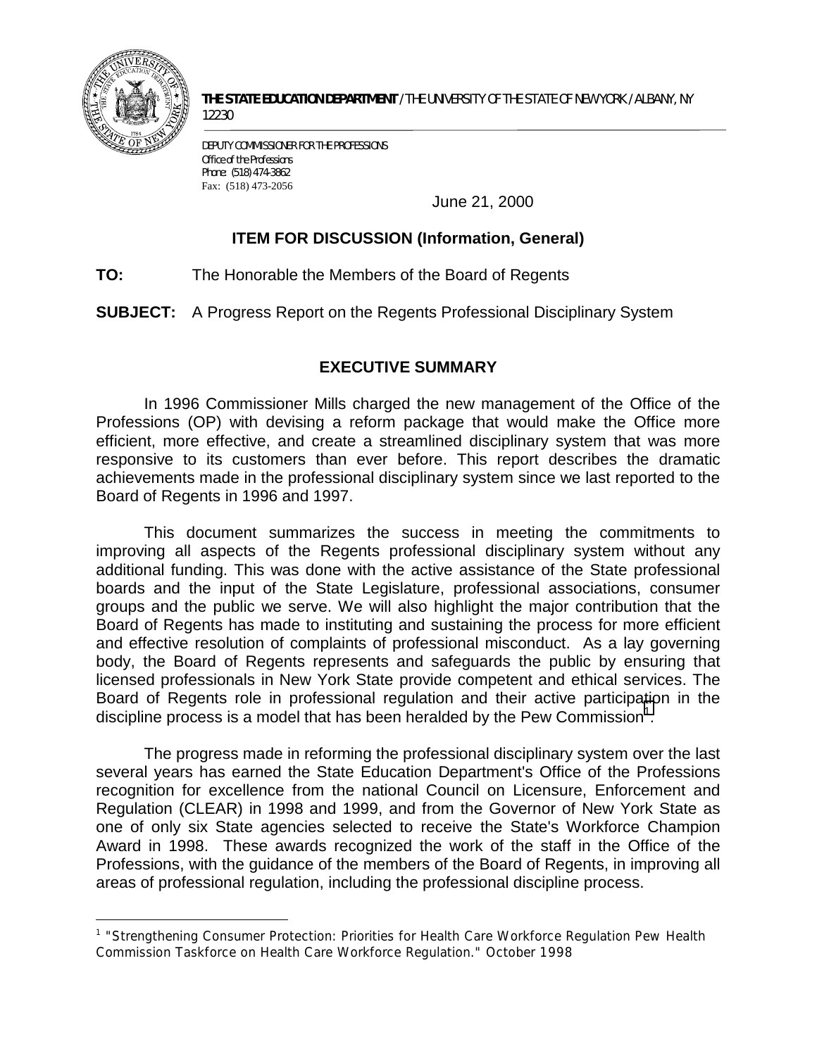**THE STATE EDUCATION DEPARTMENT** / THE UNIVERSITY OF THE STATE OF NEW YORK / ALBANY, NY 12230

DEPUTY COMMISSIONER FOR THE PROFESSIONS
Office of the Professions
Phone: (518) 474-3862
Fax: (518) 473-2056

June 21, 2000

## ITEM FOR DISCUSSION (Information, General)

**TO:** The Honorable the Members of the Board of Regents

**SUBJECT:** A Progress Report on the Regents Professional Disciplinary System

## EXECUTIVE SUMMARY

In 1996 Commissioner Mills charged the new management of the Office of the Professions (OP) with devising a reform package that would make the Office more efficient, more effective, and create a streamlined disciplinary system that was more responsive to its customers than ever before. This report describes the dramatic achievements made in the professional disciplinary system since we last reported to the Board of Regents in 1996 and 1997.

This document summarizes the success in meeting the commitments to improving all aspects of the Regents professional disciplinary system without any additional funding. This was done with the active assistance of the State professional boards and the input of the State Legislature, professional associations, consumer groups and the public we serve. We will also highlight the major contribution that the Board of Regents has made to instituting and sustaining the process for more efficient and effective resolution of complaints of professional misconduct. As a lay governing body, the Board of Regents represents and safeguards the public by ensuring that licensed professionals in New York State provide competent and ethical services. The Board of Regents role in professional regulation and their active participation in the discipline process is a model that has been heralded by the Pew Commission[1].

The progress made in reforming the professional disciplinary system over the last several years has earned the State Education Department's Office of the Professions recognition for excellence from the national Council on Licensure, Enforcement and Regulation (CLEAR) in 1998 and 1999, and from the Governor of New York State as one of only six State agencies selected to receive the State's Workforce Champion Award in 1998. These awards recognized the work of the staff in the Office of the Professions, with the guidance of the members of the Board of Regents, in improving all areas of professional regulation, including the professional discipline process.

---

[1] "Strengthening Consumer Protection: Priorities for Health Care Workforce Regulation Pew Health Commission Taskforce on Health Care Workforce Regulation." October 1998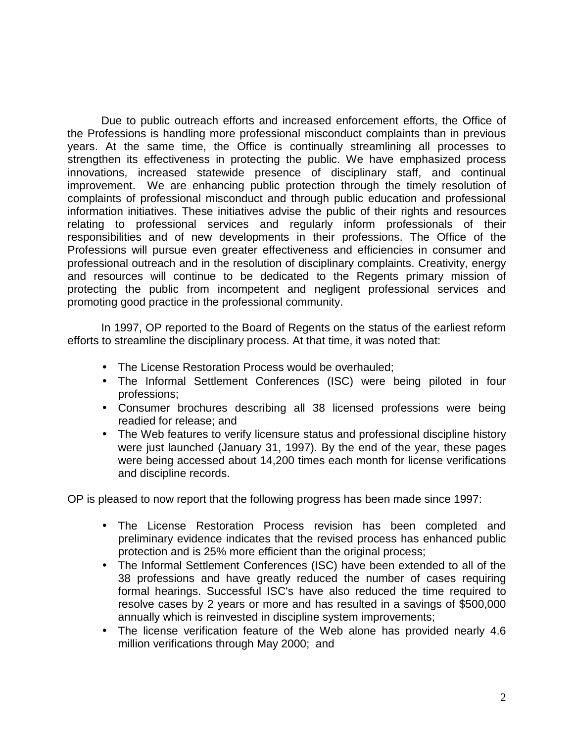Due to public outreach efforts and increased enforcement efforts, the Office of the Professions is handling more professional misconduct complaints than in previous years. At the same time, the Office is continually streamlining all processes to strengthen its effectiveness in protecting the public. We have emphasized process innovations, increased statewide presence of disciplinary staff, and continual improvement. We are enhancing public protection through the timely resolution of complaints of professional misconduct and through public education and professional information initiatives. These initiatives advise the public of their rights and resources relating to professional services and regularly inform professionals of their responsibilities and of new developments in their professions. The Office of the Professions will pursue even greater effectiveness and efficiencies in consumer and professional outreach and in the resolution of disciplinary complaints. Creativity, energy and resources will continue to be dedicated to the Regents primary mission of protecting the public from incompetent and negligent professional services and promoting good practice in the professional community.

In 1997, OP reported to the Board of Regents on the status of the earliest reform efforts to streamline the disciplinary process. At that time, it was noted that:

- The License Restoration Process would be overhauled;
- The Informal Settlement Conferences (ISC) were being piloted in four professions;
- Consumer brochures describing all 38 licensed professions were being readied for release; and
- The Web features to verify licensure status and professional discipline history were just launched (January 31, 1997). By the end of the year, these pages were being accessed about 14,200 times each month for license verifications and discipline records.

OP is pleased to now report that the following progress has been made since 1997:

- The License Restoration Process revision has been completed and preliminary evidence indicates that the revised process has enhanced public protection and is 25% more efficient than the original process;
- The Informal Settlement Conferences (ISC) have been extended to all of the 38 professions and have greatly reduced the number of cases requiring formal hearings. Successful ISC's have also reduced the time required to resolve cases by 2 years or more and has resulted in a savings of $500,000 annually which is reinvested in discipline system improvements;
- The license verification feature of the Web alone has provided nearly 4.6 million verifications through May 2000; and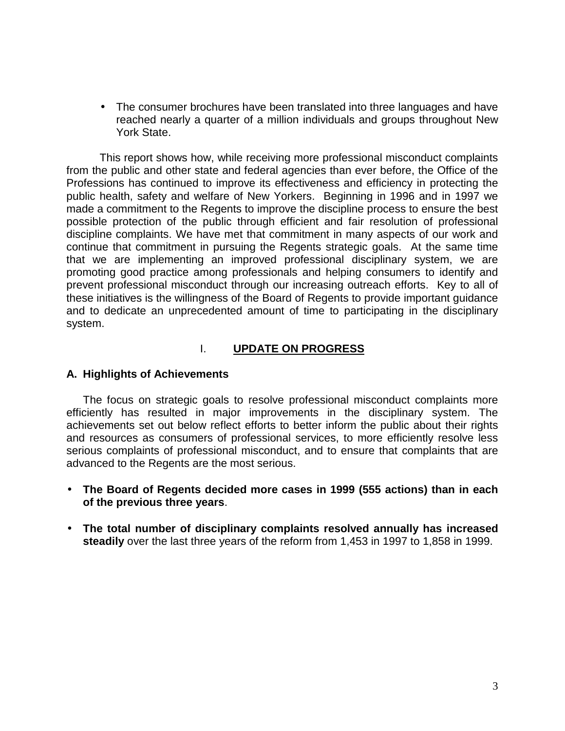- The consumer brochures have been translated into three languages and have reached nearly a quarter of a million individuals and groups throughout New York State.

This report shows how, while receiving more professional misconduct complaints from the public and other state and federal agencies than ever before, the Office of the Professions has continued to improve its effectiveness and efficiency in protecting the public health, safety and welfare of New Yorkers. Beginning in 1996 and in 1997 we made a commitment to the Regents to improve the discipline process to ensure the best possible protection of the public through efficient and fair resolution of professional discipline complaints. We have met that commitment in many aspects of our work and continue that commitment in pursuing the Regents strategic goals. At the same time that we are implementing an improved professional disciplinary system, we are promoting good practice among professionals and helping consumers to identify and prevent professional misconduct through our increasing outreach efforts. Key to all of these initiatives is the willingness of the Board of Regents to provide important guidance and to dedicate an unprecedented amount of time to participating in the disciplinary system.

## I. UPDATE ON PROGRESS

### A. Highlights of Achievements

The focus on strategic goals to resolve professional misconduct complaints more efficiently has resulted in major improvements in the disciplinary system. The achievements set out below reflect efforts to better inform the public about their rights and resources as consumers of professional services, to more efficiently resolve less serious complaints of professional misconduct, and to ensure that complaints that are advanced to the Regents are the most serious.

- **The Board of Regents decided more cases in 1999 (555 actions) than in each of the previous three years**.
- **The total number of disciplinary complaints resolved annually has increased steadily** over the last three years of the reform from 1,453 in 1997 to 1,858 in 1999.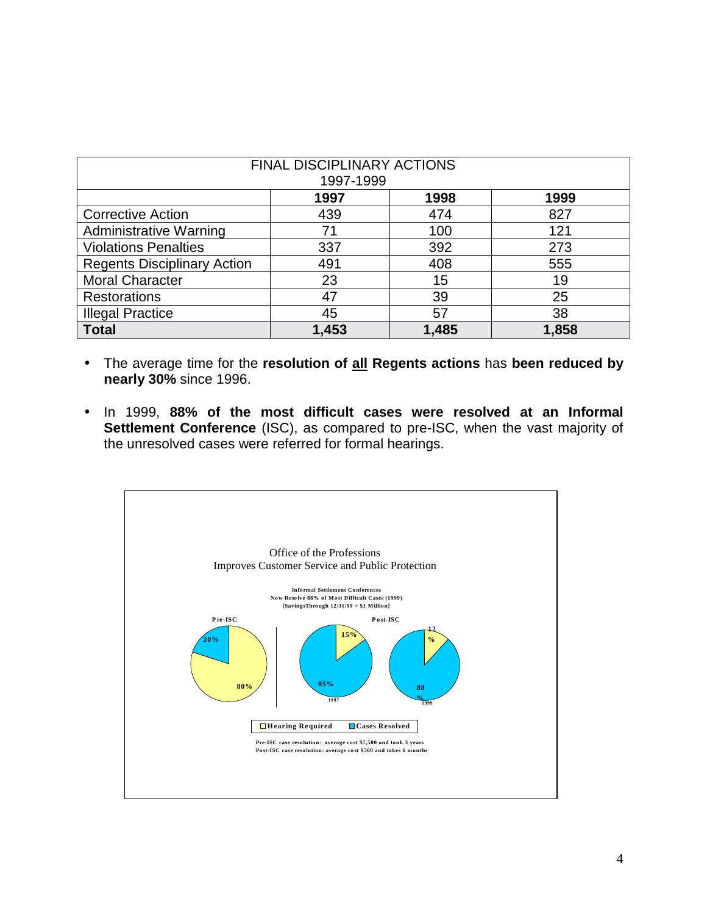| FINAL DISCIPLINARY ACTIONS 1997-1999 | | | |
|---|---|---|---|
| | **1997** | **1998** | **1999** |
| Corrective Action | 439 | 474 | 827 |
| Administrative Warning | 71 | 100 | 121 |
| Violations Penalties | 337 | 392 | 273 |
| Regents Disciplinary Action | 491 | 408 | 555 |
| Moral Character | 23 | 15 | 19 |
| Restorations | 47 | 39 | 25 |
| Illegal Practice | 45 | 57 | 38 |
| **Total** | **1,453** | **1,485** | **1,858** |

- The average time for the **resolution of all Regents actions** has **been reduced by nearly 30%** since 1996.
- In 1999, **88% of the most difficult cases were resolved at an Informal Settlement Conference** (ISC), as compared to pre-ISC, when the vast majority of the unresolved cases were referred for formal hearings.

Office of the Professions
Improves Customer Service and Public Protection

**Informal Settlement Conferences**
**Now Resolve 88% of Most Difficult Cases (1999)**
**[SavingsThrough 12/31/99 = $1 Million]**

| | Hearing Required | Cases Resolved |
|---|---|---|
| Pre-ISC | 80% | 20% |
| Post-ISC 1997 | 15% | 85% |
| Post-ISC 1999 | 12% | 88% |

**Pre-ISC case resolution: average cost $7,500 and took 3 years**
**Post-ISC case resolution: average cost $500 and takes 6 months**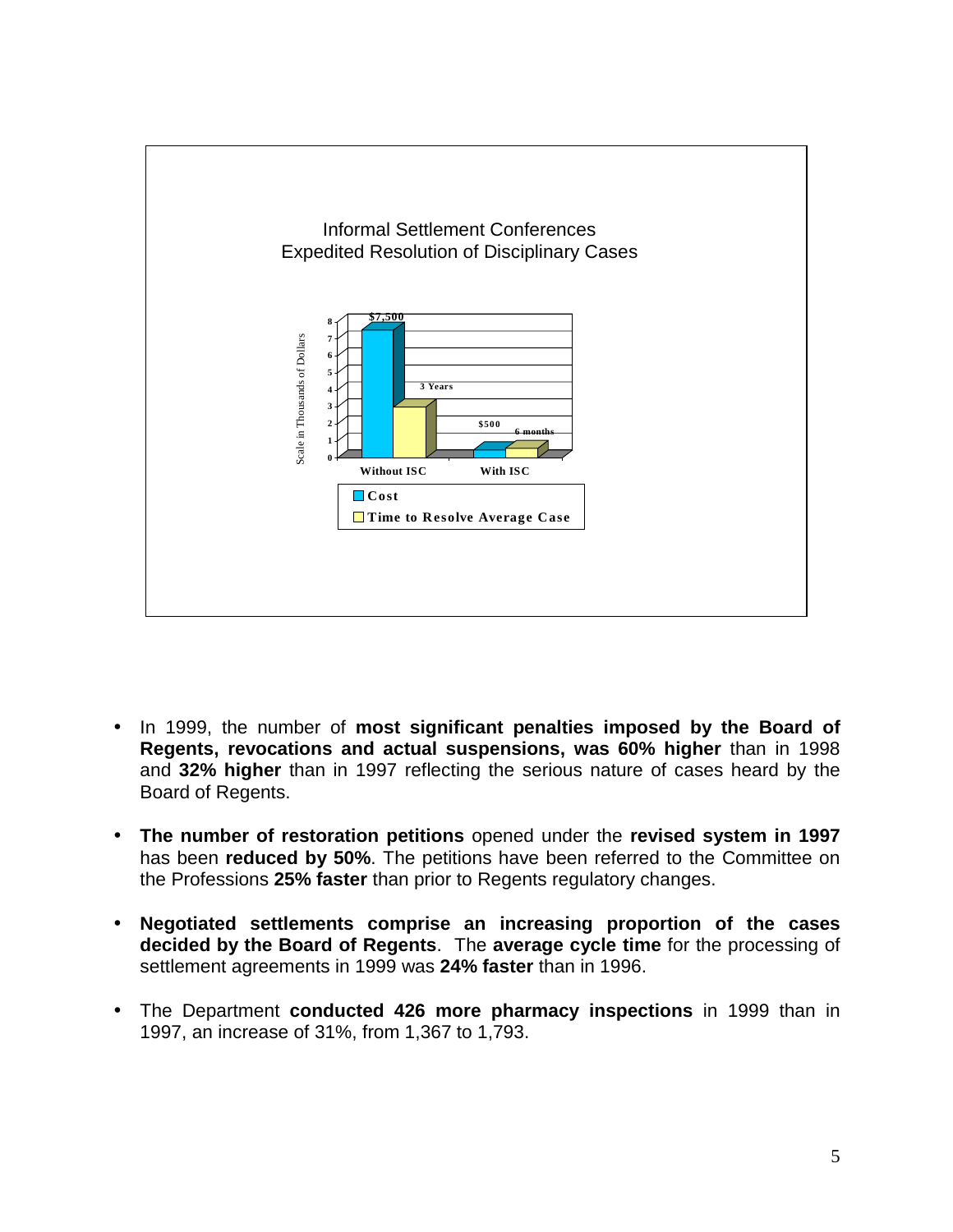Informal Settlement Conferences
Expedited Resolution of Disciplinary Cases

| | Without ISC | With ISC |
|---|---|---|
| Cost | $7,500 | $500 |
| Time to Resolve Average Case | 3 Years | 6 months |

*Scale in Thousands of Dollars*

- In 1999, the number of **most significant penalties imposed by the Board of Regents, revocations and actual suspensions, was 60% higher** than in 1998 and **32% higher** than in 1997 reflecting the serious nature of cases heard by the Board of Regents.

- **The number of restoration petitions** opened under the **revised system in 1997** has been **reduced by 50%**. The petitions have been referred to the Committee on the Professions **25% faster** than prior to Regents regulatory changes.

- **Negotiated settlements comprise an increasing proportion of the cases decided by the Board of Regents**. The **average cycle time** for the processing of settlement agreements in 1999 was **24% faster** than in 1996.

- The Department **conducted 426 more pharmacy inspections** in 1999 than in 1997, an increase of 31%, from 1,367 to 1,793.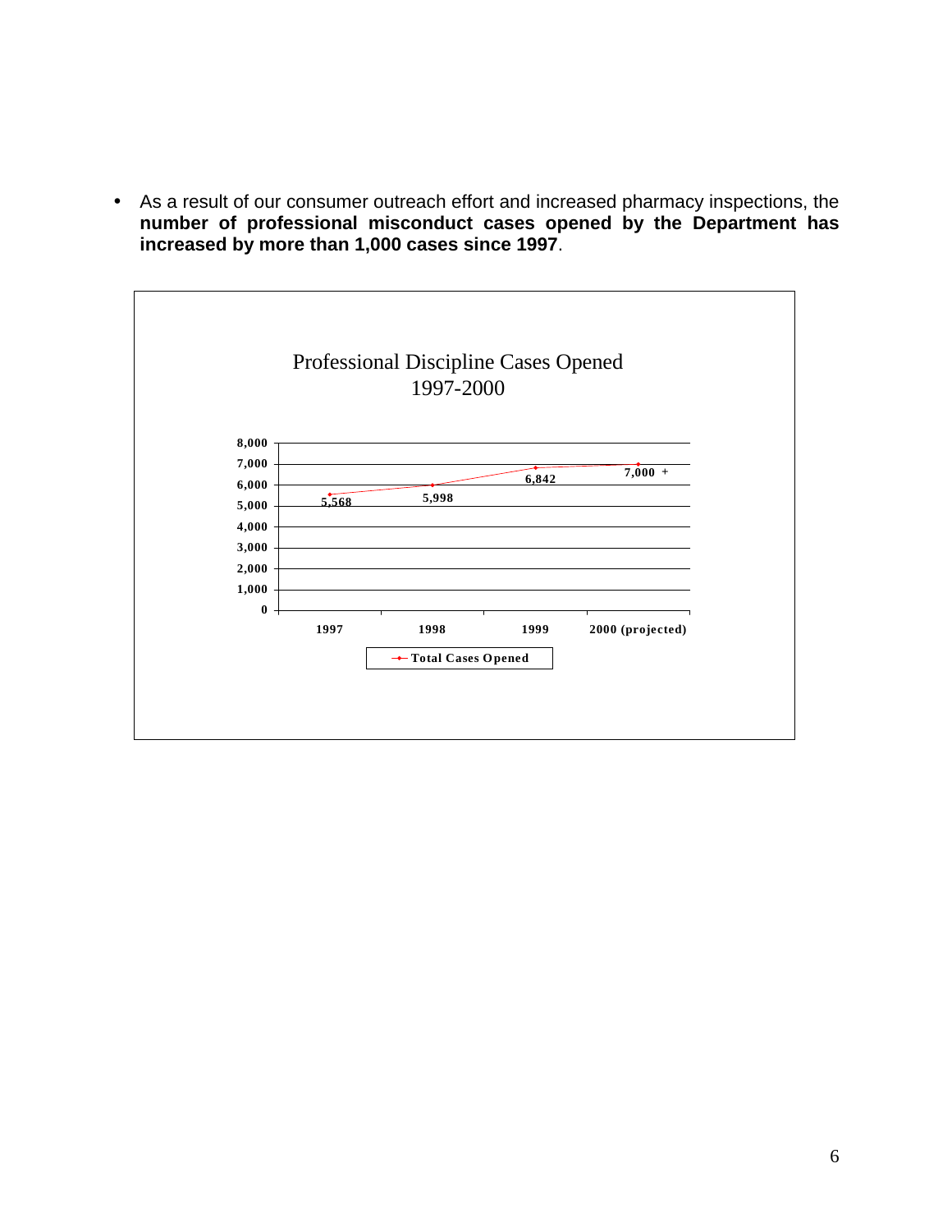- As a result of our consumer outreach effort and increased pharmacy inspections, the **number of professional misconduct cases opened by the Department has increased by more than 1,000 cases since 1997**.

**Professional Discipline Cases Opened 1997-2000**

| Year | Total Cases Opened |
|---|---|
| 1997 | 5,568 |
| 1998 | 5,998 |
| 1999 | 6,842 |
| 2000 (projected) | 7,000 + |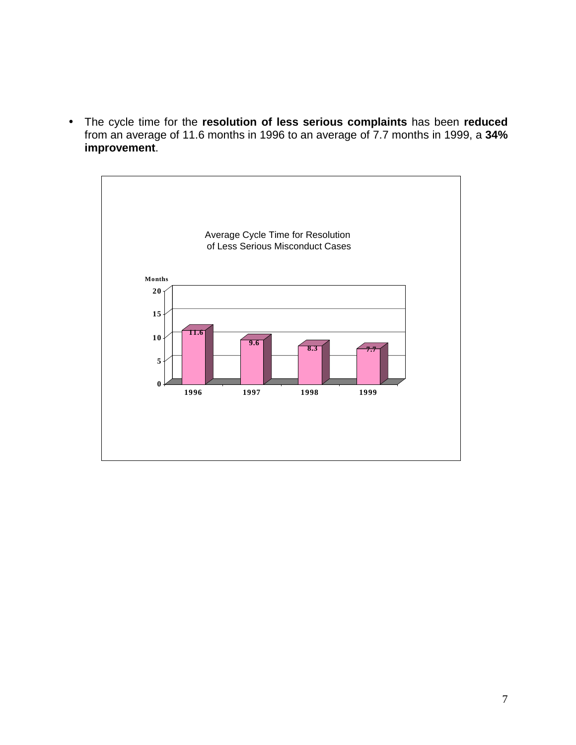- The cycle time for the **resolution of less serious complaints** has been **reduced** from an average of 11.6 months in 1996 to an average of 7.7 months in 1999, a **34% improvement**.

Average Cycle Time for Resolution of Less Serious Misconduct Cases

| Year | Months |
|---|---|
| 1996 | 11.6 |
| 1997 | 9.6 |
| 1998 | 8.3 |
| 1999 | 7.7 |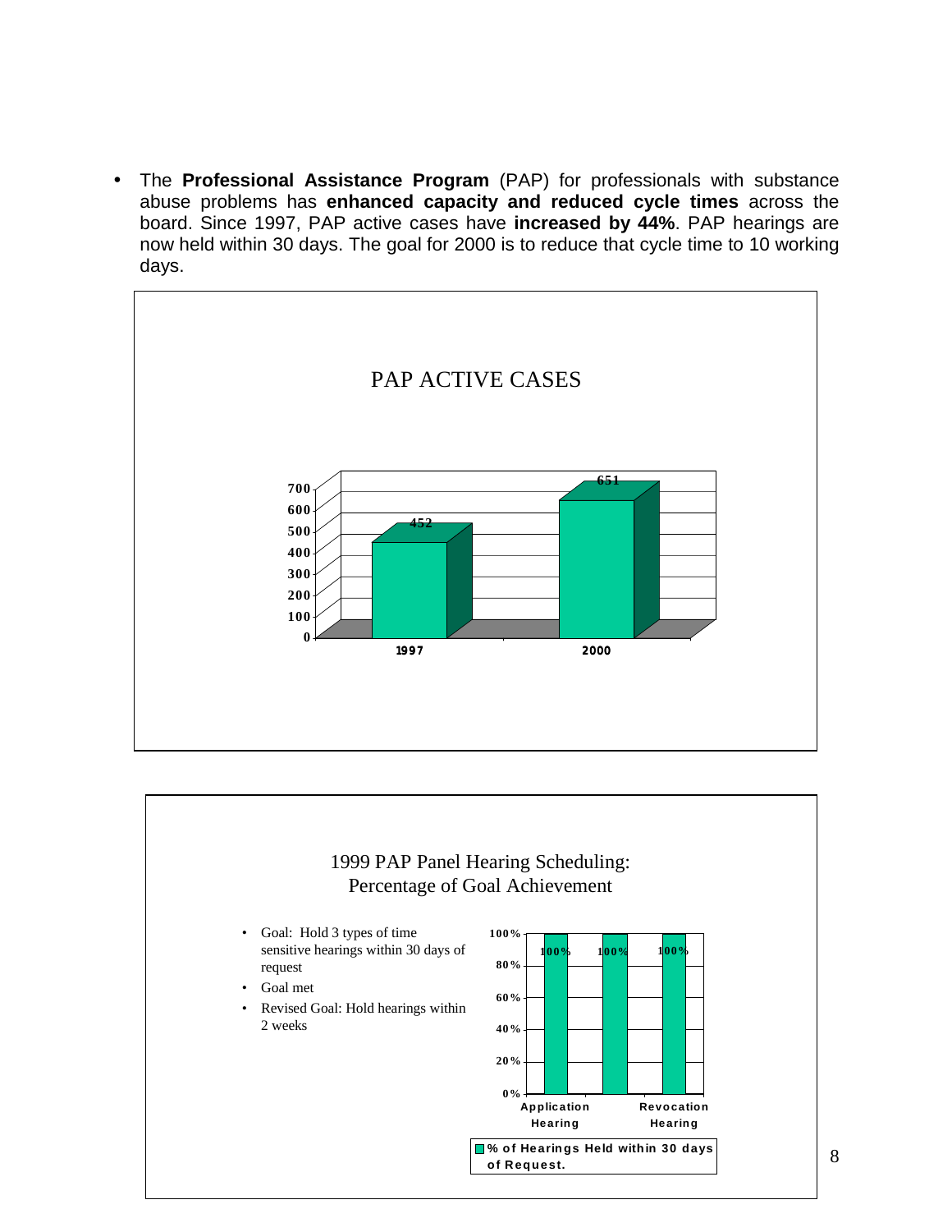- The **Professional Assistance Program** (PAP) for professionals with substance abuse problems has **enhanced capacity and reduced cycle times** across the board. Since 1997, PAP active cases have **increased by 44%**. PAP hearings are now held within 30 days. The goal for 2000 is to reduce that cycle time to 10 working days.

**PAP ACTIVE CASES**

| Year | Active Cases |
| --- | --- |
| 1997 | 452 |
| 2000 | 651 |

**1999 PAP Panel Hearing Scheduling: Percentage of Goal Achievement**

- Goal: Hold 3 types of time sensitive hearings within 30 days of request
- Goal met
- Revised Goal: Hold hearings within 2 weeks

| Hearing Type | % of Hearings Held within 30 days of Request. |
| --- | --- |
| Application Hearing | 100% |
| | 100% |
| Revocation Hearing | 100% |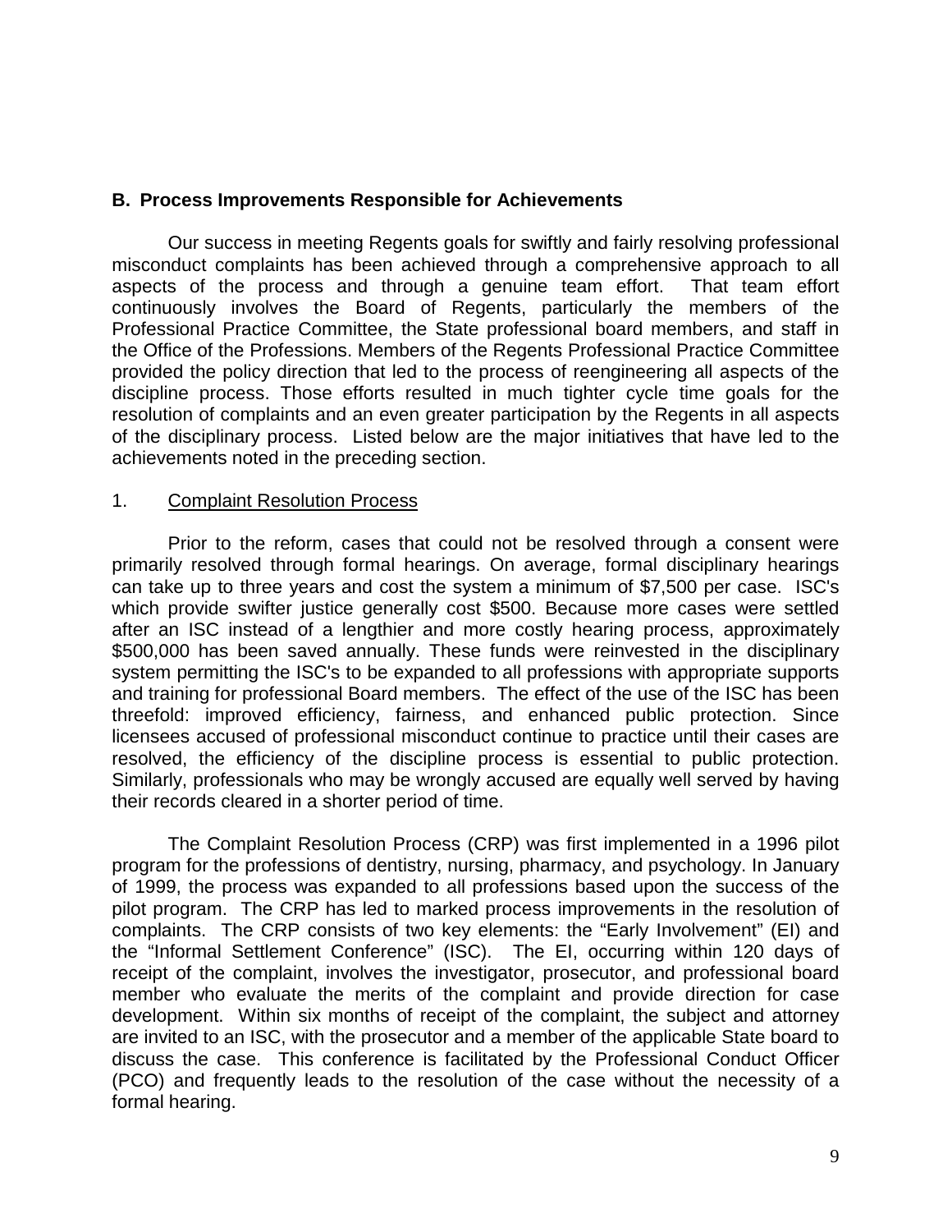## B. Process Improvements Responsible for Achievements

Our success in meeting Regents goals for swiftly and fairly resolving professional misconduct complaints has been achieved through a comprehensive approach to all aspects of the process and through a genuine team effort. That team effort continuously involves the Board of Regents, particularly the members of the Professional Practice Committee, the State professional board members, and staff in the Office of the Professions. Members of the Regents Professional Practice Committee provided the policy direction that led to the process of reengineering all aspects of the discipline process. Those efforts resulted in much tighter cycle time goals for the resolution of complaints and an even greater participation by the Regents in all aspects of the disciplinary process. Listed below are the major initiatives that have led to the achievements noted in the preceding section.

1. <u>Complaint Resolution Process</u>

Prior to the reform, cases that could not be resolved through a consent were primarily resolved through formal hearings. On average, formal disciplinary hearings can take up to three years and cost the system a minimum of $7,500 per case. ISC's which provide swifter justice generally cost $500. Because more cases were settled after an ISC instead of a lengthier and more costly hearing process, approximately $500,000 has been saved annually. These funds were reinvested in the disciplinary system permitting the ISC's to be expanded to all professions with appropriate supports and training for professional Board members. The effect of the use of the ISC has been threefold: improved efficiency, fairness, and enhanced public protection. Since licensees accused of professional misconduct continue to practice until their cases are resolved, the efficiency of the discipline process is essential to public protection. Similarly, professionals who may be wrongly accused are equally well served by having their records cleared in a shorter period of time.

The Complaint Resolution Process (CRP) was first implemented in a 1996 pilot program for the professions of dentistry, nursing, pharmacy, and psychology. In January of 1999, the process was expanded to all professions based upon the success of the pilot program. The CRP has led to marked process improvements in the resolution of complaints. The CRP consists of two key elements: the "Early Involvement" (EI) and the "Informal Settlement Conference" (ISC). The EI, occurring within 120 days of receipt of the complaint, involves the investigator, prosecutor, and professional board member who evaluate the merits of the complaint and provide direction for case development. Within six months of receipt of the complaint, the subject and attorney are invited to an ISC, with the prosecutor and a member of the applicable State board to discuss the case. This conference is facilitated by the Professional Conduct Officer (PCO) and frequently leads to the resolution of the case without the necessity of a formal hearing.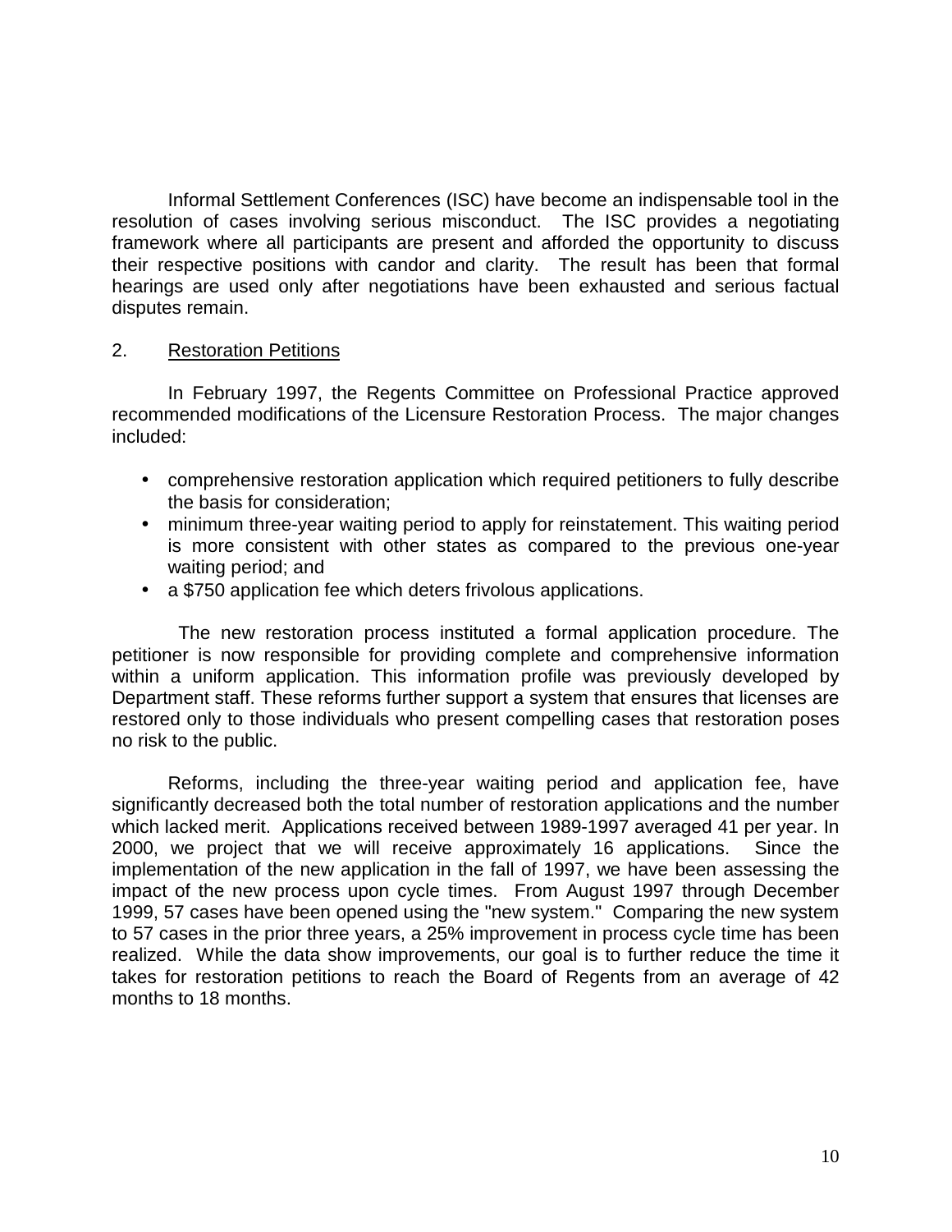Informal Settlement Conferences (ISC) have become an indispensable tool in the resolution of cases involving serious misconduct. The ISC provides a negotiating framework where all participants are present and afforded the opportunity to discuss their respective positions with candor and clarity. The result has been that formal hearings are used only after negotiations have been exhausted and serious factual disputes remain.

2. <u>Restoration Petitions</u>

In February 1997, the Regents Committee on Professional Practice approved recommended modifications of the Licensure Restoration Process. The major changes included:

- comprehensive restoration application which required petitioners to fully describe the basis for consideration;
- minimum three-year waiting period to apply for reinstatement. This waiting period is more consistent with other states as compared to the previous one-year waiting period; and
- a $750 application fee which deters frivolous applications.

The new restoration process instituted a formal application procedure. The petitioner is now responsible for providing complete and comprehensive information within a uniform application. This information profile was previously developed by Department staff. These reforms further support a system that ensures that licenses are restored only to those individuals who present compelling cases that restoration poses no risk to the public.

Reforms, including the three-year waiting period and application fee, have significantly decreased both the total number of restoration applications and the number which lacked merit. Applications received between 1989-1997 averaged 41 per year. In 2000, we project that we will receive approximately 16 applications. Since the implementation of the new application in the fall of 1997, we have been assessing the impact of the new process upon cycle times. From August 1997 through December 1999, 57 cases have been opened using the "new system." Comparing the new system to 57 cases in the prior three years, a 25% improvement in process cycle time has been realized. While the data show improvements, our goal is to further reduce the time it takes for restoration petitions to reach the Board of Regents from an average of 42 months to 18 months.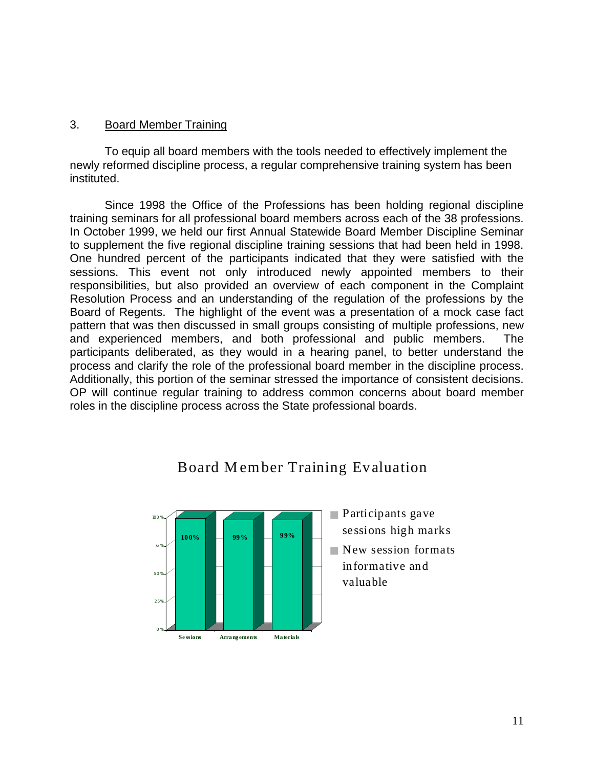### 3. Board Member Training

To equip all board members with the tools needed to effectively implement the newly reformed discipline process, a regular comprehensive training system has been instituted.

Since 1998 the Office of the Professions has been holding regional discipline training seminars for all professional board members across each of the 38 professions. In October 1999, we held our first Annual Statewide Board Member Discipline Seminar to supplement the five regional discipline training sessions that had been held in 1998. One hundred percent of the participants indicated that they were satisfied with the sessions. This event not only introduced newly appointed members to their responsibilities, but also provided an overview of each component in the Complaint Resolution Process and an understanding of the regulation of the professions by the Board of Regents. The highlight of the event was a presentation of a mock case fact pattern that was then discussed in small groups consisting of multiple professions, new and experienced members, and both professional and public members. The participants deliberated, as they would in a hearing panel, to better understand the process and clarify the role of the professional board member in the discipline process. Additionally, this portion of the seminar stressed the importance of consistent decisions. OP will continue regular training to address common concerns about board member roles in the discipline process across the State professional boards.

**Board Member Training Evaluation**

| Sessions | Arrangements | Materials |
|---|---|---|
| 100% | 99% | 99% |

- Participants gave sessions high marks
- New session formats informative and valuable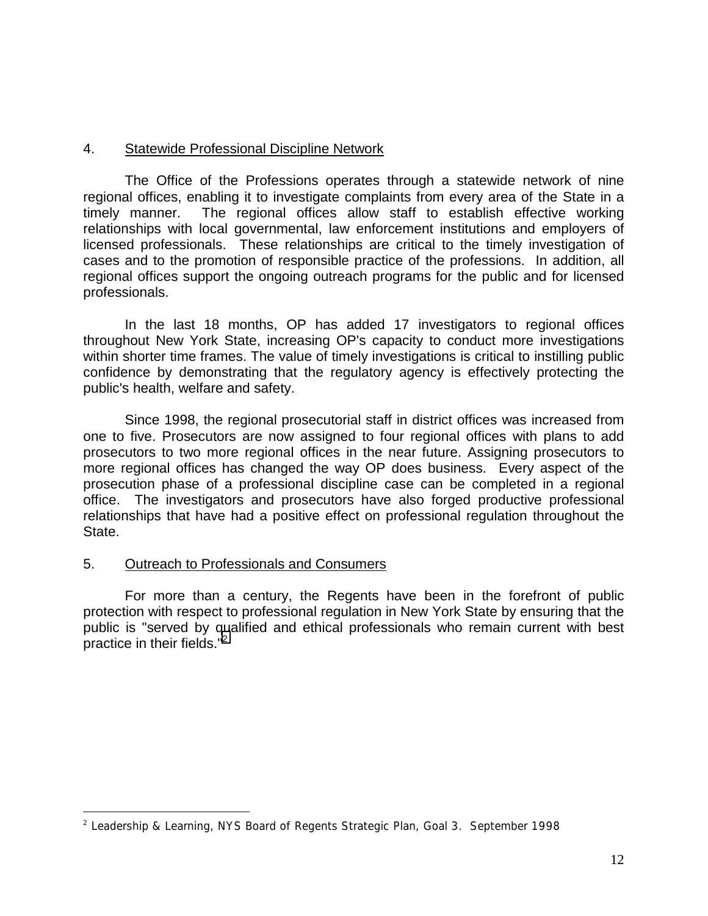4. <u>Statewide Professional Discipline Network</u>

The Office of the Professions operates through a statewide network of nine regional offices, enabling it to investigate complaints from every area of the State in a timely manner. The regional offices allow staff to establish effective working relationships with local governmental, law enforcement institutions and employers of licensed professionals. These relationships are critical to the timely investigation of cases and to the promotion of responsible practice of the professions. In addition, all regional offices support the ongoing outreach programs for the public and for licensed professionals.

In the last 18 months, OP has added 17 investigators to regional offices throughout New York State, increasing OP's capacity to conduct more investigations within shorter time frames. The value of timely investigations is critical to instilling public confidence by demonstrating that the regulatory agency is effectively protecting the public's health, welfare and safety.

Since 1998, the regional prosecutorial staff in district offices was increased from one to five. Prosecutors are now assigned to four regional offices with plans to add prosecutors to two more regional offices in the near future. Assigning prosecutors to more regional offices has changed the way OP does business. Every aspect of the prosecution phase of a professional discipline case can be completed in a regional office. The investigators and prosecutors have also forged productive professional relationships that have had a positive effect on professional regulation throughout the State.

5. <u>Outreach to Professionals and Consumers</u>

For more than a century, the Regents have been in the forefront of public protection with respect to professional regulation in New York State by ensuring that the public is "served by qualified and ethical professionals who remain current with best practice in their fields."[2]

---

[2] Leadership & Learning, NYS Board of Regents Strategic Plan, Goal 3. September 1998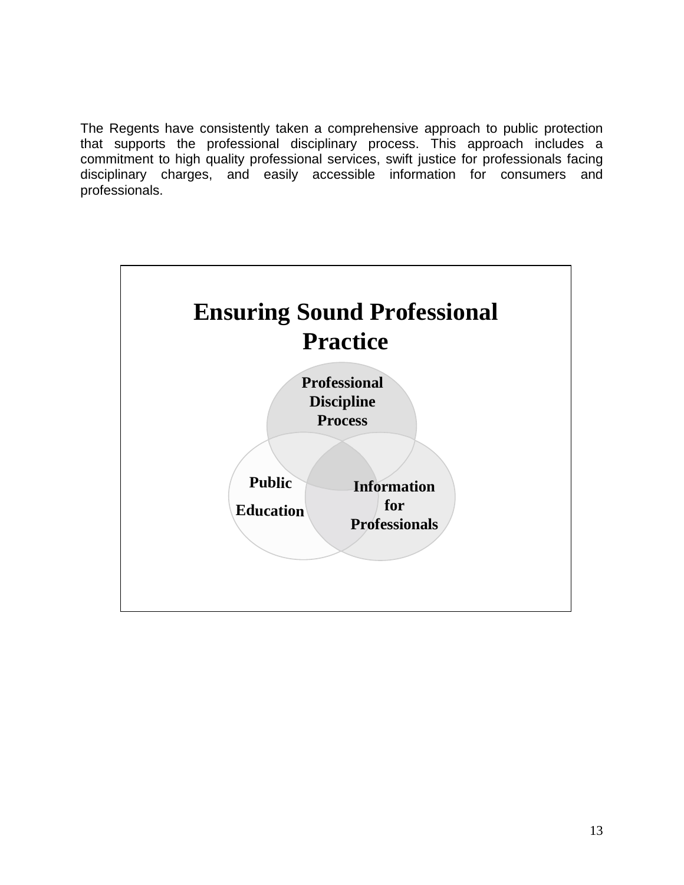The Regents have consistently taken a comprehensive approach to public protection that supports the professional disciplinary process. This approach includes a commitment to high quality professional services, swift justice for professionals facing disciplinary charges, and easily accessible information for consumers and professionals.

**Ensuring Sound Professional Practice**

- Professional Discipline Process
- Public Education
- Information for Professionals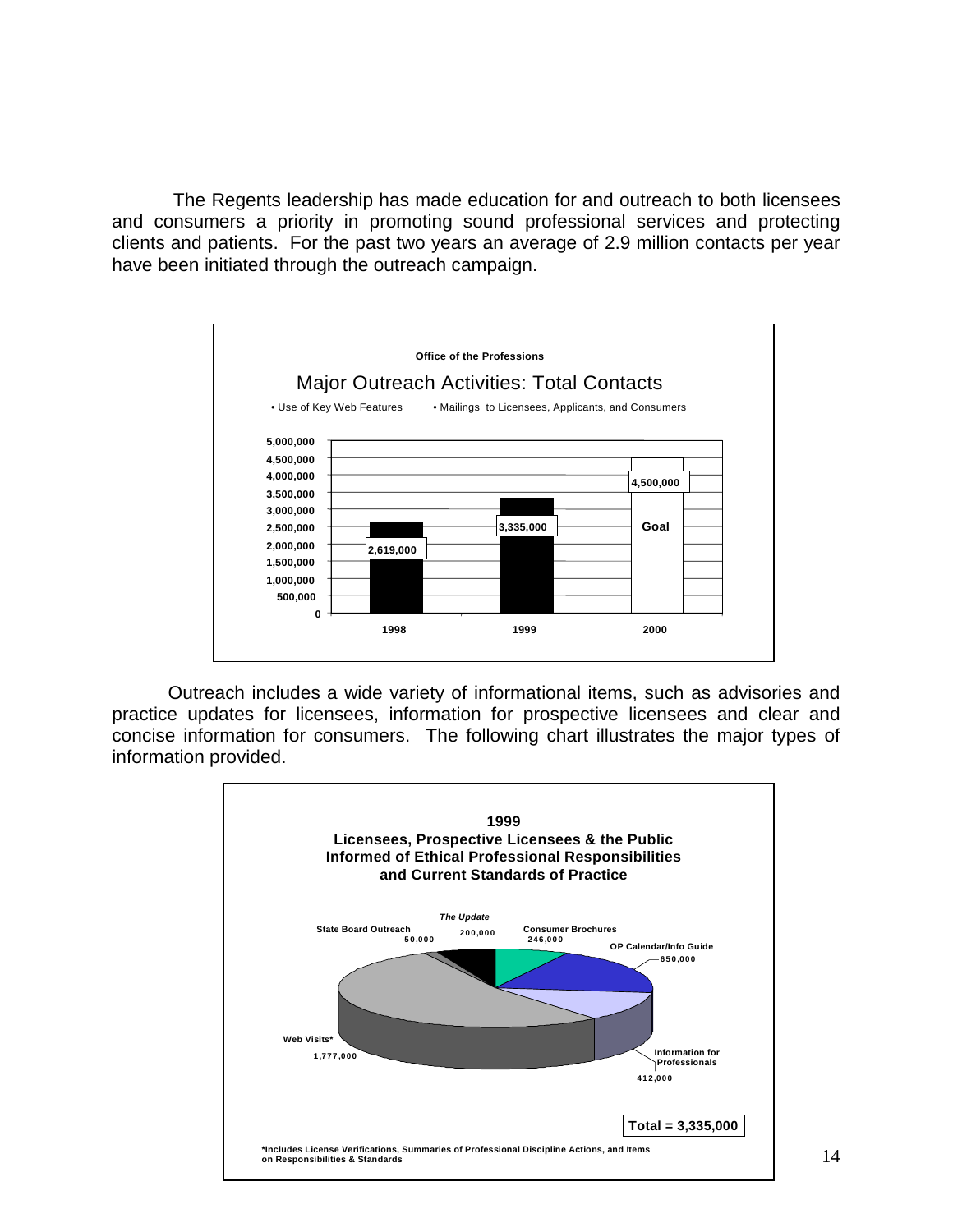The Regents leadership has made education for and outreach to both licensees and consumers a priority in promoting sound professional services and protecting clients and patients. For the past two years an average of 2.9 million contacts per year have been initiated through the outreach campaign.

**Office of the Professions**

**Major Outreach Activities: Total Contacts**

• Use of Key Web Features • Mailings to Licensees, Applicants, and Consumers

| Year | Total Contacts |
|---|---|
| 1998 | 2,619,000 |
| 1999 | 3,335,000 |
| 2000 | 4,500,000 (Goal) |

Outreach includes a wide variety of informational items, such as advisories and practice updates for licensees, information for prospective licensees and clear and concise information for consumers. The following chart illustrates the major types of information provided.

**1999**
**Licensees, Prospective Licensees & the Public Informed of Ethical Professional Responsibilities and Current Standards of Practice**

| Item | Contacts |
|---|---|
| State Board Outreach | 50,000 |
| *The Update* | 200,000 |
| Consumer Brochures | 246,000 |
| OP Calendar/Info Guide | 650,000 |
| Information for Professionals | 412,000 |
| Web Visits* | 1,777,000 |
| **Total** | **3,335,000** |

*Includes License Verifications, Summaries of Professional Discipline Actions, and Items on Responsibilities & Standards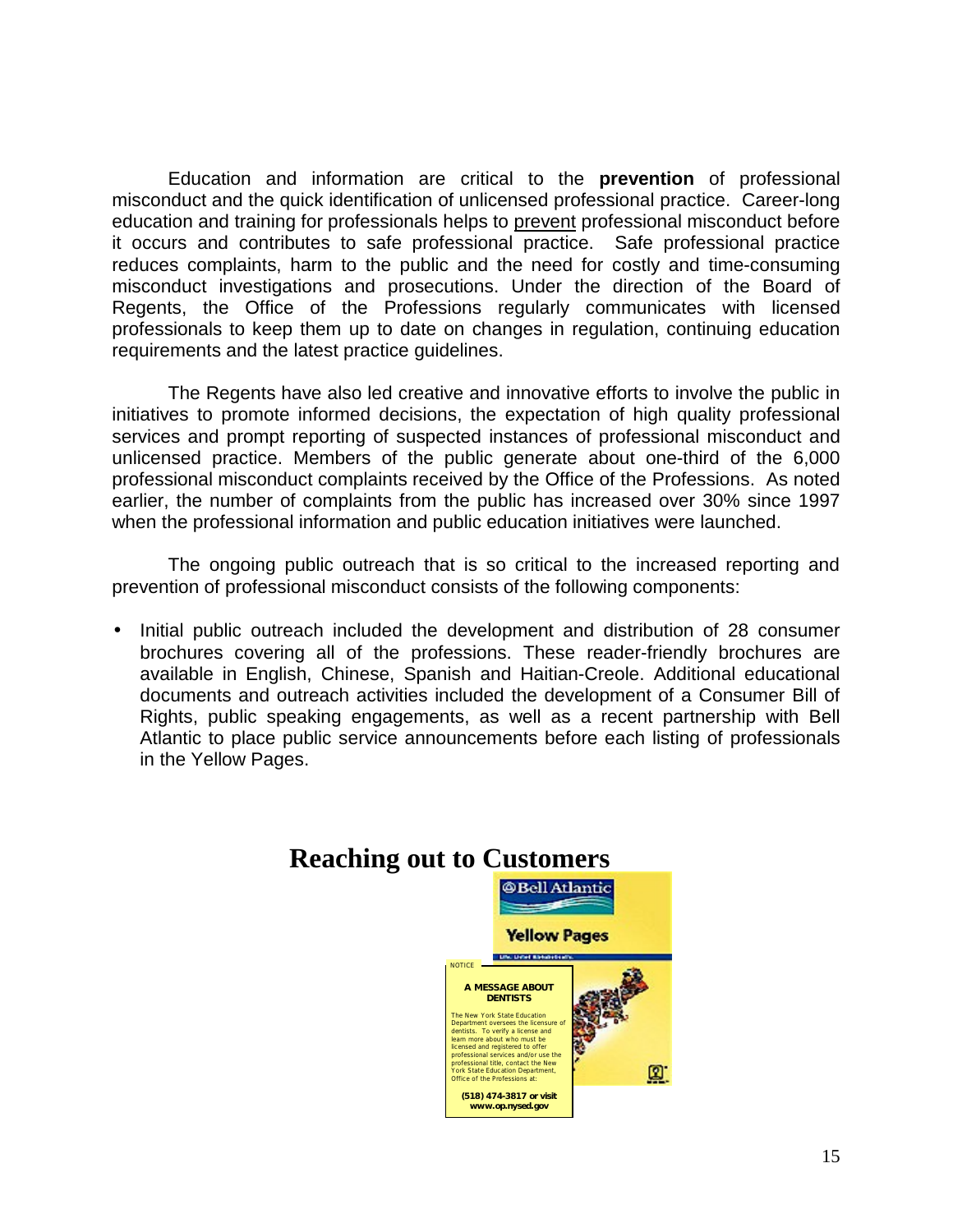Education and information are critical to the **prevention** of professional misconduct and the quick identification of unlicensed professional practice. Career-long education and training for professionals helps to <u>prevent</u> professional misconduct before it occurs and contributes to safe professional practice. Safe professional practice reduces complaints, harm to the public and the need for costly and time-consuming misconduct investigations and prosecutions. Under the direction of the Board of Regents, the Office of the Professions regularly communicates with licensed professionals to keep them up to date on changes in regulation, continuing education requirements and the latest practice guidelines.

The Regents have also led creative and innovative efforts to involve the public in initiatives to promote informed decisions, the expectation of high quality professional services and prompt reporting of suspected instances of professional misconduct and unlicensed practice. Members of the public generate about one-third of the 6,000 professional misconduct complaints received by the Office of the Professions. As noted earlier, the number of complaints from the public has increased over 30% since 1997 when the professional information and public education initiatives were launched.

The ongoing public outreach that is so critical to the increased reporting and prevention of professional misconduct consists of the following components:

- Initial public outreach included the development and distribution of 28 consumer brochures covering all of the professions. These reader-friendly brochures are available in English, Chinese, Spanish and Haitian-Creole. Additional educational documents and outreach activities included the development of a Consumer Bill of Rights, public speaking engagements, as well as a recent partnership with Bell Atlantic to place public service announcements before each listing of professionals in the Yellow Pages.

## Reaching out to Customers

Bell Atlantic

Yellow Pages

NOTICE

**A MESSAGE ABOUT DENTISTS**

The New York State Education Department oversees the licensure of dentists. To verify a license and learn more about who must be licensed and registered to offer professional services and/or use the professional title, contact the New York State Education Department, Office of the Professions at:

**(518) 474-3817 or visit www.op.nysed.gov**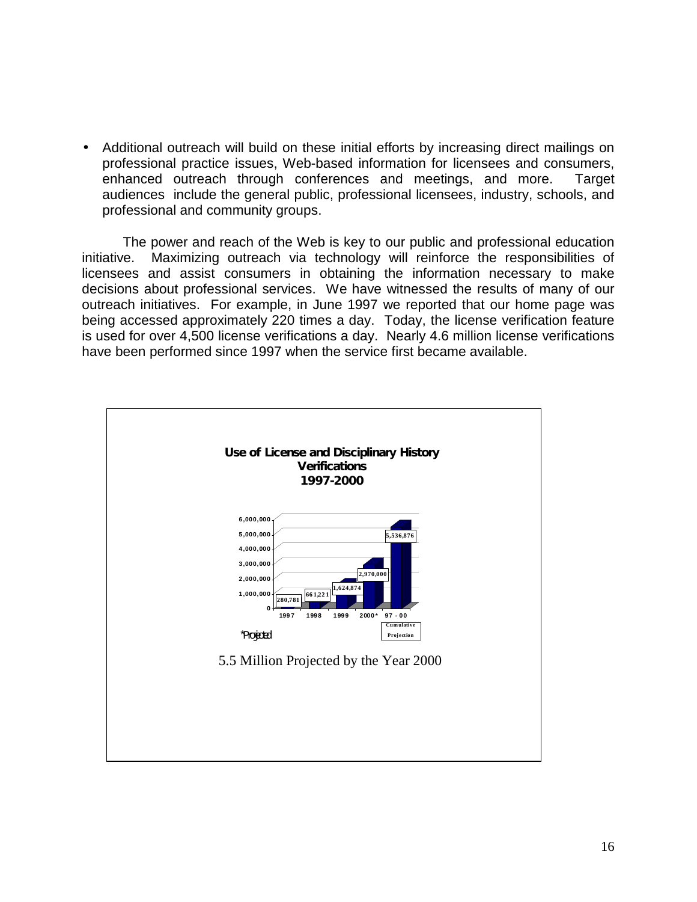- Additional outreach will build on these initial efforts by increasing direct mailings on professional practice issues, Web-based information for licensees and consumers, enhanced outreach through conferences and meetings, and more. Target audiences include the general public, professional licensees, industry, schools, and professional and community groups.

The power and reach of the Web is key to our public and professional education initiative. Maximizing outreach via technology will reinforce the responsibilities of licensees and assist consumers in obtaining the information necessary to make decisions about professional services. We have witnessed the results of many of our outreach initiatives. For example, in June 1997 we reported that our home page was being accessed approximately 220 times a day. Today, the license verification feature is used for over 4,500 license verifications a day. Nearly 4.6 million license verifications have been performed since 1997 when the service first became available.

**Use of License and Disciplinary History Verifications 1997-2000**

| Year | Verifications |
|---|---|
| 1997 | 280,781 |
| 1998 | 661,221 |
| 1999 | 1,624,874 |
| 2000* | 2,970,000 |
| 97 - 00 Cumulative Projection | 5,536,876 |

*Projected

5.5 Million Projected by the Year 2000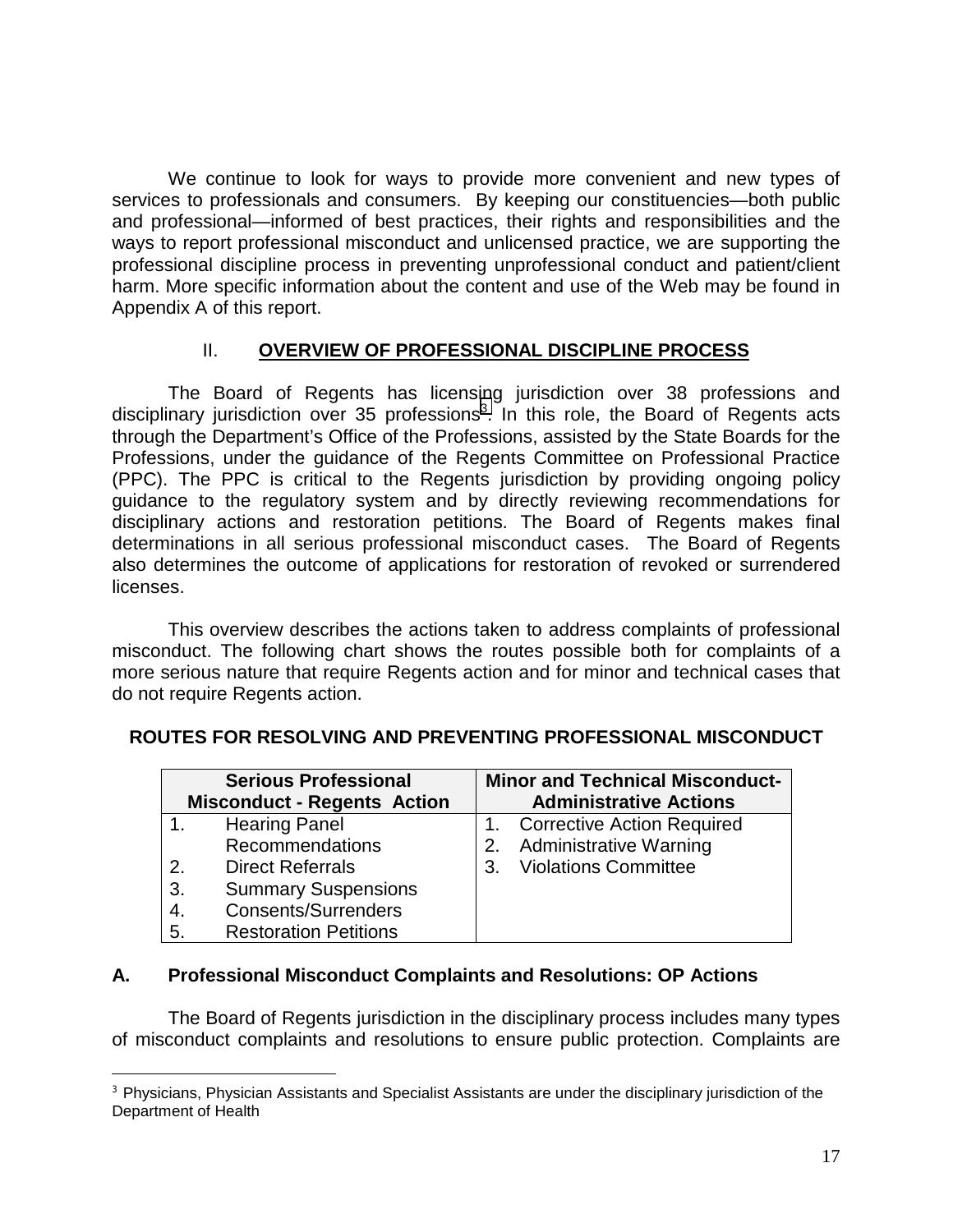We continue to look for ways to provide more convenient and new types of services to professionals and consumers. By keeping our constituencies—both public and professional—informed of best practices, their rights and responsibilities and the ways to report professional misconduct and unlicensed practice, we are supporting the professional discipline process in preventing unprofessional conduct and patient/client harm. More specific information about the content and use of the Web may be found in Appendix A of this report.

## II. OVERVIEW OF PROFESSIONAL DISCIPLINE PROCESS

The Board of Regents has licensing jurisdiction over 38 professions and disciplinary jurisdiction over 35 professions[3]. In this role, the Board of Regents acts through the Department's Office of the Professions, assisted by the State Boards for the Professions, under the guidance of the Regents Committee on Professional Practice (PPC). The PPC is critical to the Regents jurisdiction by providing ongoing policy guidance to the regulatory system and by directly reviewing recommendations for disciplinary actions and restoration petitions. The Board of Regents makes final determinations in all serious professional misconduct cases. The Board of Regents also determines the outcome of applications for restoration of revoked or surrendered licenses.

This overview describes the actions taken to address complaints of professional misconduct. The following chart shows the routes possible both for complaints of a more serious nature that require Regents action and for minor and technical cases that do not require Regents action.

**ROUTES FOR RESOLVING AND PREVENTING PROFESSIONAL MISCONDUCT**

| Serious Professional Misconduct - Regents Action | Minor and Technical Misconduct-Administrative Actions |
|---|---|
| 1. Hearing Panel Recommendations | 1. Corrective Action Required |
| 2. Direct Referrals | 2. Administrative Warning |
| 3. Summary Suspensions | 3. Violations Committee |
| 4. Consents/Surrenders | |
| 5. Restoration Petitions | |

### A. Professional Misconduct Complaints and Resolutions: OP Actions

The Board of Regents jurisdiction in the disciplinary process includes many types of misconduct complaints and resolutions to ensure public protection. Complaints are

[3] Physicians, Physician Assistants and Specialist Assistants are under the disciplinary jurisdiction of the Department of Health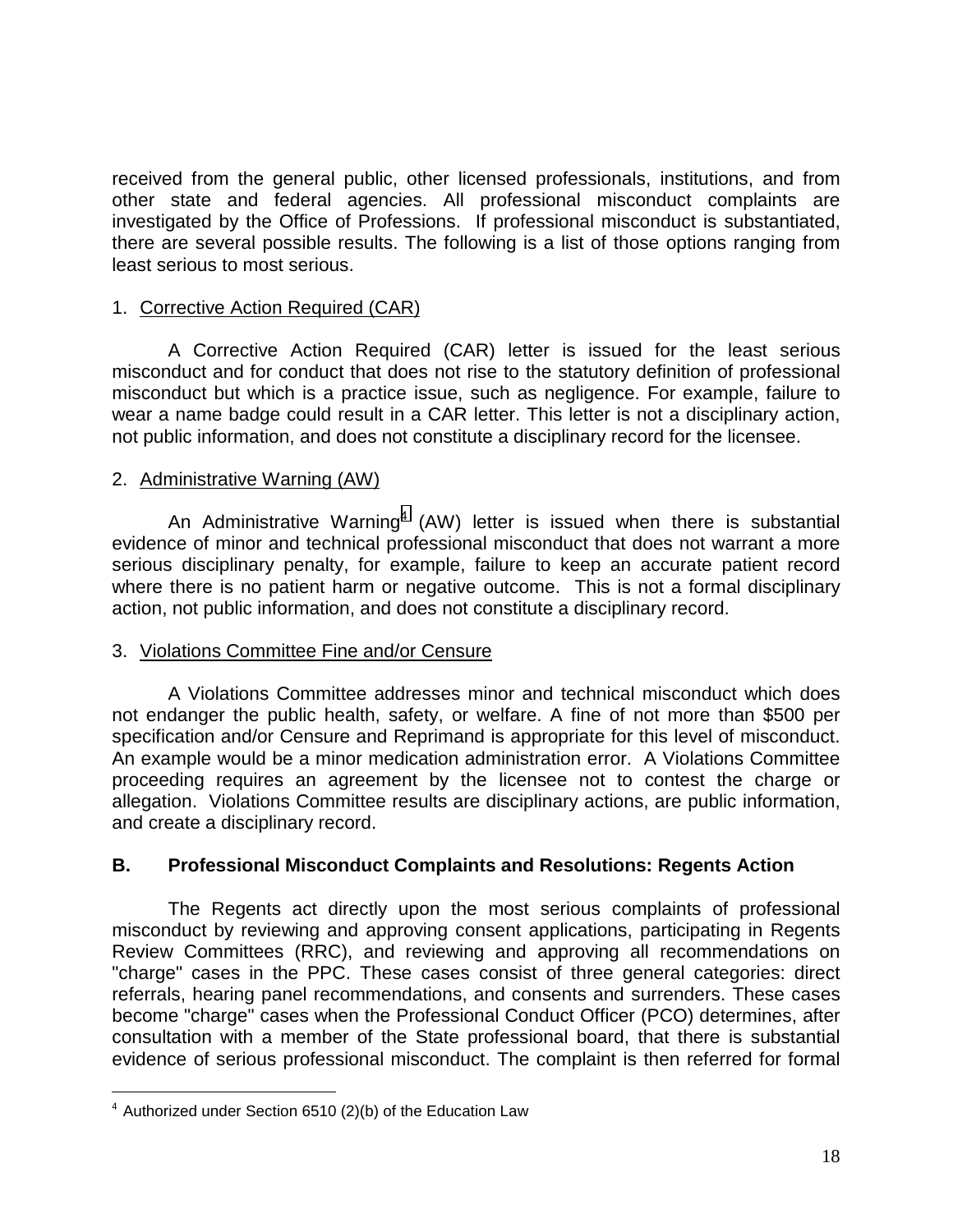received from the general public, other licensed professionals, institutions, and from other state and federal agencies. All professional misconduct complaints are investigated by the Office of Professions. If professional misconduct is substantiated, there are several possible results. The following is a list of those options ranging from least serious to most serious.

1. Corrective Action Required (CAR)

A Corrective Action Required (CAR) letter is issued for the least serious misconduct and for conduct that does not rise to the statutory definition of professional misconduct but which is a practice issue, such as negligence. For example, failure to wear a name badge could result in a CAR letter. This letter is not a disciplinary action, not public information, and does not constitute a disciplinary record for the licensee.

2. Administrative Warning (AW)

An Administrative Warning[4] (AW) letter is issued when there is substantial evidence of minor and technical professional misconduct that does not warrant a more serious disciplinary penalty, for example, failure to keep an accurate patient record where there is no patient harm or negative outcome. This is not a formal disciplinary action, not public information, and does not constitute a disciplinary record.

3. Violations Committee Fine and/or Censure

A Violations Committee addresses minor and technical misconduct which does not endanger the public health, safety, or welfare. A fine of not more than $500 per specification and/or Censure and Reprimand is appropriate for this level of misconduct. An example would be a minor medication administration error. A Violations Committee proceeding requires an agreement by the licensee not to contest the charge or allegation. Violations Committee results are disciplinary actions, are public information, and create a disciplinary record.

## B. Professional Misconduct Complaints and Resolutions: Regents Action

The Regents act directly upon the most serious complaints of professional misconduct by reviewing and approving consent applications, participating in Regents Review Committees (RRC), and reviewing and approving all recommendations on "charge" cases in the PPC. These cases consist of three general categories: direct referrals, hearing panel recommendations, and consents and surrenders. These cases become "charge" cases when the Professional Conduct Officer (PCO) determines, after consultation with a member of the State professional board, that there is substantial evidence of serious professional misconduct. The complaint is then referred for formal

[4] Authorized under Section 6510 (2)(b) of the Education Law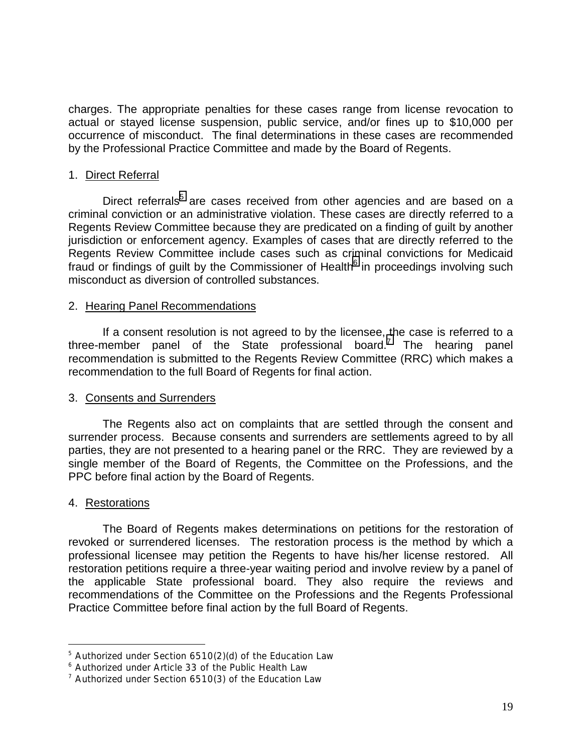charges. The appropriate penalties for these cases range from license revocation to actual or stayed license suspension, public service, and/or fines up to $10,000 per occurrence of misconduct. The final determinations in these cases are recommended by the Professional Practice Committee and made by the Board of Regents.

1. Direct Referral

Direct referrals[5] are cases received from other agencies and are based on a criminal conviction or an administrative violation. These cases are directly referred to a Regents Review Committee because they are predicated on a finding of guilt by another jurisdiction or enforcement agency. Examples of cases that are directly referred to the Regents Review Committee include cases such as criminal convictions for Medicaid fraud or findings of guilt by the Commissioner of Health[6] in proceedings involving such misconduct as diversion of controlled substances.

2. Hearing Panel Recommendations

If a consent resolution is not agreed to by the licensee, the case is referred to a three-member panel of the State professional board.[7] The hearing panel recommendation is submitted to the Regents Review Committee (RRC) which makes a recommendation to the full Board of Regents for final action.

3. Consents and Surrenders

The Regents also act on complaints that are settled through the consent and surrender process. Because consents and surrenders are settlements agreed to by all parties, they are not presented to a hearing panel or the RRC. They are reviewed by a single member of the Board of Regents, the Committee on the Professions, and the PPC before final action by the Board of Regents.

4. Restorations

The Board of Regents makes determinations on petitions for the restoration of revoked or surrendered licenses. The restoration process is the method by which a professional licensee may petition the Regents to have his/her license restored. All restoration petitions require a three-year waiting period and involve review by a panel of the applicable State professional board. They also require the reviews and recommendations of the Committee on the Professions and the Regents Professional Practice Committee before final action by the full Board of Regents.

---

[5] Authorized under Section 6510(2)(d) of the Education Law

[6] Authorized under Article 33 of the Public Health Law

[7] Authorized under Section 6510(3) of the Education Law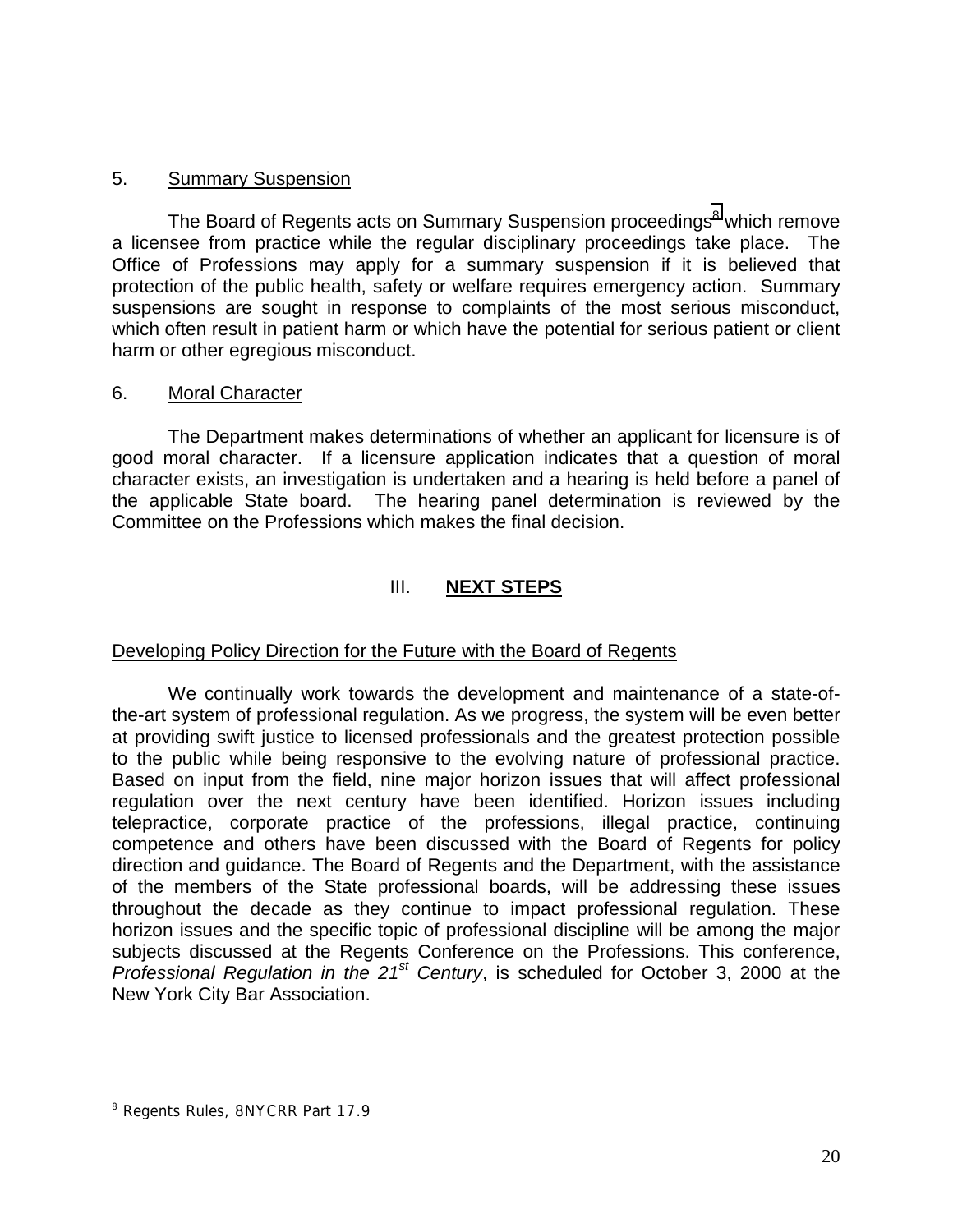5. Summary Suspension

The Board of Regents acts on Summary Suspension proceedings[8] which remove a licensee from practice while the regular disciplinary proceedings take place. The Office of Professions may apply for a summary suspension if it is believed that protection of the public health, safety or welfare requires emergency action. Summary suspensions are sought in response to complaints of the most serious misconduct, which often result in patient harm or which have the potential for serious patient or client harm or other egregious misconduct.

6. Moral Character

The Department makes determinations of whether an applicant for licensure is of good moral character. If a licensure application indicates that a question of moral character exists, an investigation is undertaken and a hearing is held before a panel of the applicable State board. The hearing panel determination is reviewed by the Committee on the Professions which makes the final decision.

## III. NEXT STEPS

Developing Policy Direction for the Future with the Board of Regents

We continually work towards the development and maintenance of a state-of-the-art system of professional regulation. As we progress, the system will be even better at providing swift justice to licensed professionals and the greatest protection possible to the public while being responsive to the evolving nature of professional practice. Based on input from the field, nine major horizon issues that will affect professional regulation over the next century have been identified. Horizon issues including telepractice, corporate practice of the professions, illegal practice, continuing competence and others have been discussed with the Board of Regents for policy direction and guidance. The Board of Regents and the Department, with the assistance of the members of the State professional boards, will be addressing these issues throughout the decade as they continue to impact professional regulation. These horizon issues and the specific topic of professional discipline will be among the major subjects discussed at the Regents Conference on the Professions. This conference, *Professional Regulation in the 21st Century*, is scheduled for October 3, 2000 at the New York City Bar Association.

---

[8] Regents Rules, 8NYCRR Part 17.9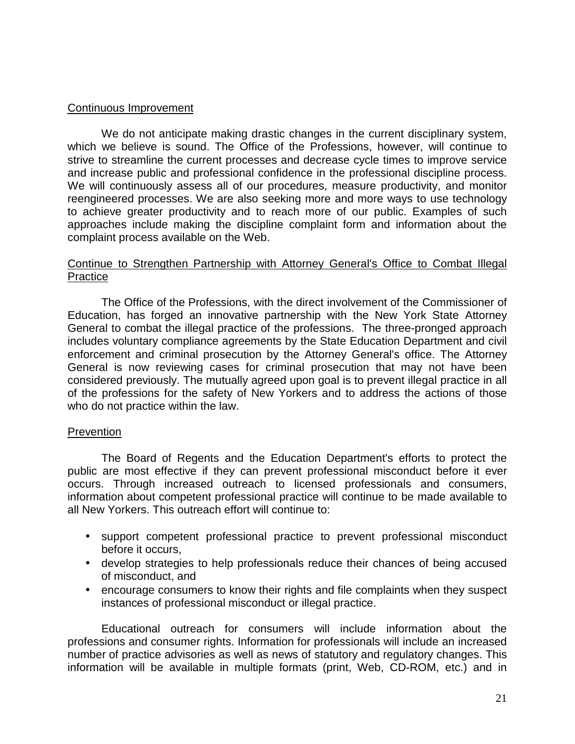## Continuous Improvement

We do not anticipate making drastic changes in the current disciplinary system, which we believe is sound. The Office of the Professions, however, will continue to strive to streamline the current processes and decrease cycle times to improve service and increase public and professional confidence in the professional discipline process. We will continuously assess all of our procedures, measure productivity, and monitor reengineered processes. We are also seeking more and more ways to use technology to achieve greater productivity and to reach more of our public. Examples of such approaches include making the discipline complaint form and information about the complaint process available on the Web.

## Continue to Strengthen Partnership with Attorney General's Office to Combat Illegal Practice

The Office of the Professions, with the direct involvement of the Commissioner of Education, has forged an innovative partnership with the New York State Attorney General to combat the illegal practice of the professions. The three-pronged approach includes voluntary compliance agreements by the State Education Department and civil enforcement and criminal prosecution by the Attorney General's office. The Attorney General is now reviewing cases for criminal prosecution that may not have been considered previously. The mutually agreed upon goal is to prevent illegal practice in all of the professions for the safety of New Yorkers and to address the actions of those who do not practice within the law.

## Prevention

The Board of Regents and the Education Department's efforts to protect the public are most effective if they can prevent professional misconduct before it ever occurs. Through increased outreach to licensed professionals and consumers, information about competent professional practice will continue to be made available to all New Yorkers. This outreach effort will continue to:

- support competent professional practice to prevent professional misconduct before it occurs,
- develop strategies to help professionals reduce their chances of being accused of misconduct, and
- encourage consumers to know their rights and file complaints when they suspect instances of professional misconduct or illegal practice.

Educational outreach for consumers will include information about the professions and consumer rights. Information for professionals will include an increased number of practice advisories as well as news of statutory and regulatory changes. This information will be available in multiple formats (print, Web, CD-ROM, etc.) and in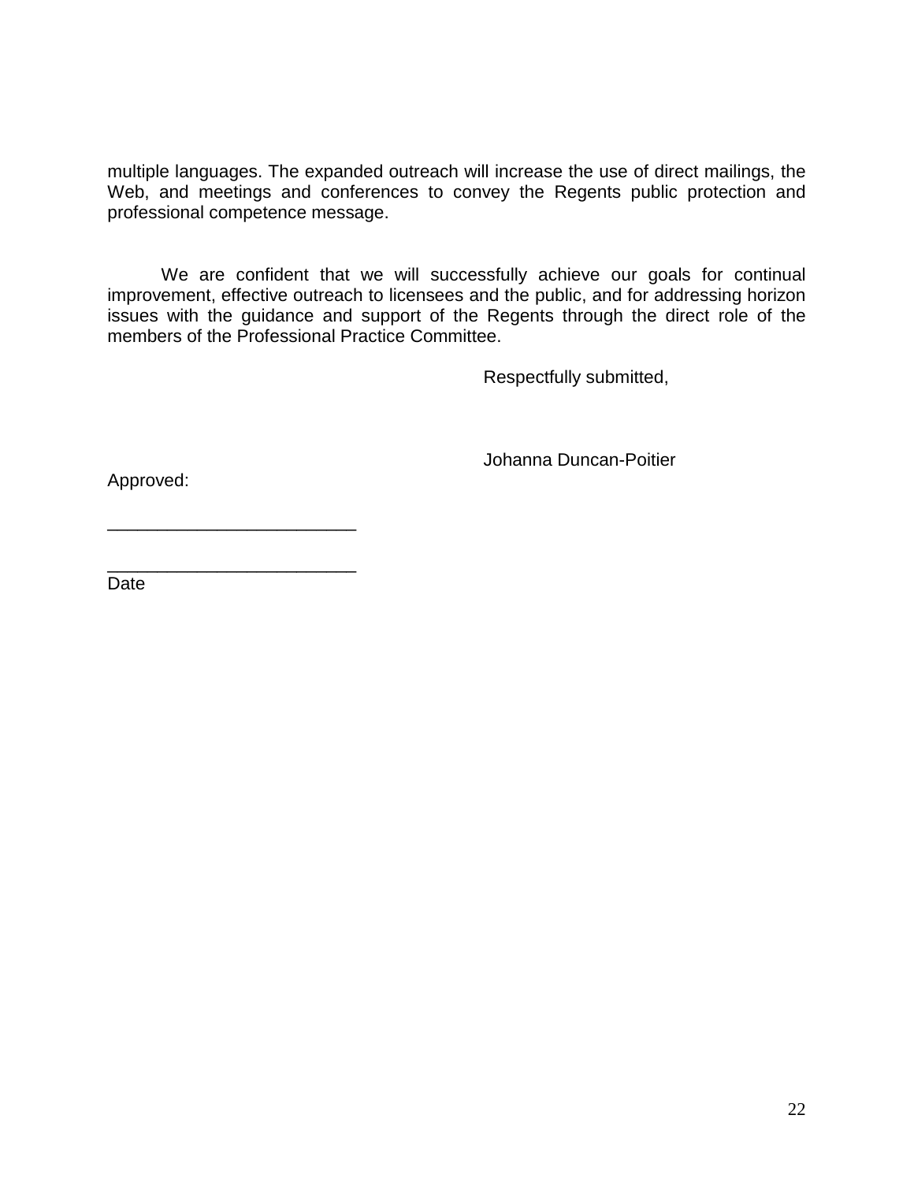multiple languages. The expanded outreach will increase the use of direct mailings, the Web, and meetings and conferences to convey the Regents public protection and professional competence message.

We are confident that we will successfully achieve our goals for continual improvement, effective outreach to licensees and the public, and for addressing horizon issues with the guidance and support of the Regents through the direct role of the members of the Professional Practice Committee.

Respectfully submitted,

Johanna Duncan-Poitier

Approved:

_________________________

_________________________
Date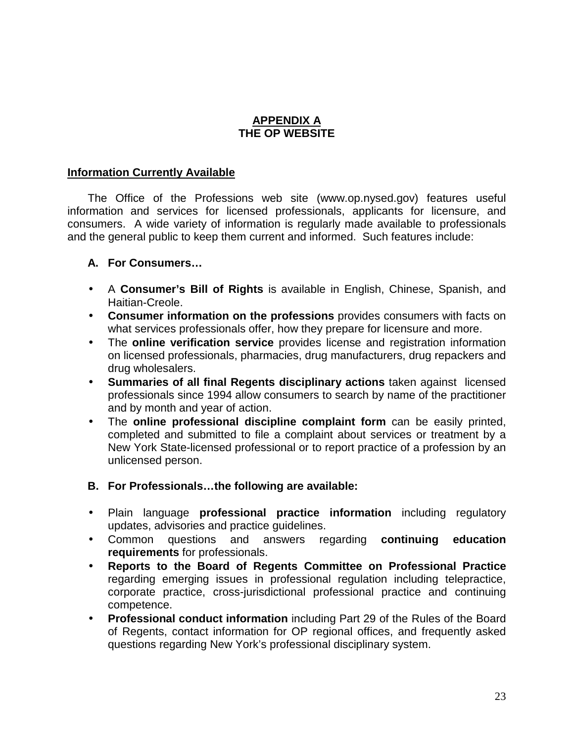# APPENDIX A
# THE OP WEBSITE

## Information Currently Available

The Office of the Professions web site (www.op.nysed.gov) features useful information and services for licensed professionals, applicants for licensure, and consumers. A wide variety of information is regularly made available to professionals and the general public to keep them current and informed. Such features include:

### A. For Consumers…

- A **Consumer's Bill of Rights** is available in English, Chinese, Spanish, and Haitian-Creole.
- **Consumer information on the professions** provides consumers with facts on what services professionals offer, how they prepare for licensure and more.
- The **online verification service** provides license and registration information on licensed professionals, pharmacies, drug manufacturers, drug repackers and drug wholesalers.
- **Summaries of all final Regents disciplinary actions** taken against licensed professionals since 1994 allow consumers to search by name of the practitioner and by month and year of action.
- The **online professional discipline complaint form** can be easily printed, completed and submitted to file a complaint about services or treatment by a New York State-licensed professional or to report practice of a profession by an unlicensed person.

### B. For Professionals…the following are available:

- Plain language **professional practice information** including regulatory updates, advisories and practice guidelines.
- Common questions and answers regarding **continuing education requirements** for professionals.
- **Reports to the Board of Regents Committee on Professional Practice** regarding emerging issues in professional regulation including telepractice, corporate practice, cross-jurisdictional professional practice and continuing competence.
- **Professional conduct information** including Part 29 of the Rules of the Board of Regents, contact information for OP regional offices, and frequently asked questions regarding New York's professional disciplinary system.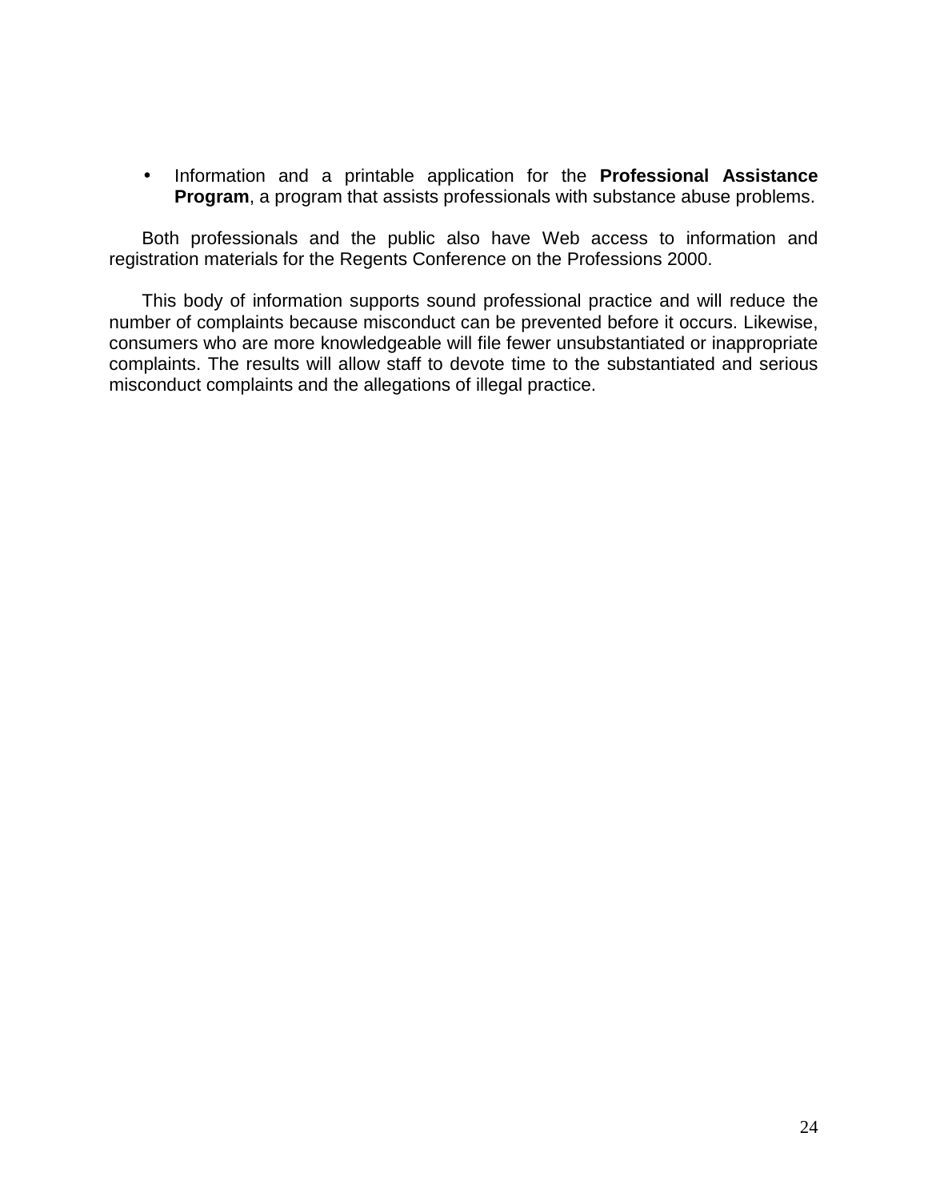- Information and a printable application for the **Professional Assistance Program**, a program that assists professionals with substance abuse problems.

Both professionals and the public also have Web access to information and registration materials for the Regents Conference on the Professions 2000.

This body of information supports sound professional practice and will reduce the number of complaints because misconduct can be prevented before it occurs. Likewise, consumers who are more knowledgeable will file fewer unsubstantiated or inappropriate complaints. The results will allow staff to devote time to the substantiated and serious misconduct complaints and the allegations of illegal practice.